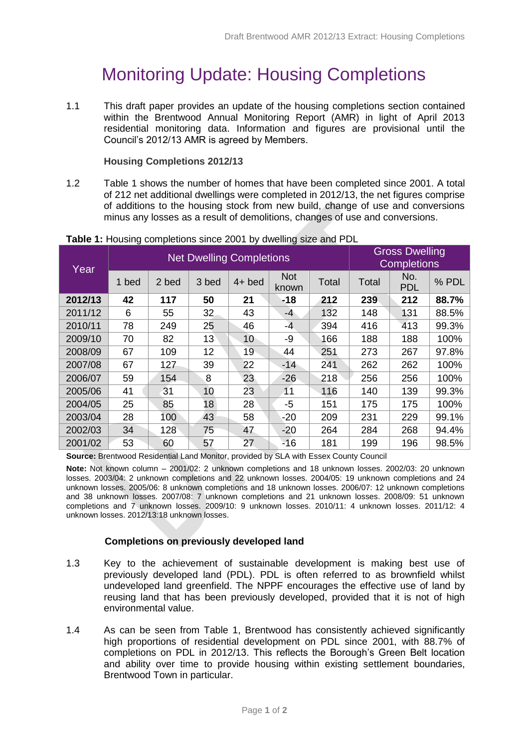# Monitoring Update: Housing Completions

1.1 This draft paper provides an update of the housing completions section contained within the Brentwood Annual Monitoring Report (AMR) in light of April 2013 residential monitoring data. Information and figures are provisional until the Council's 2012/13 AMR is agreed by Members.

**Housing Completions 2012/13**

1.2 Table 1 shows the number of homes that have been completed since 2001. A total of 212 net additional dwellings were completed in 2012/13, the net figures comprise of additions to the housing stock from new build, change of use and conversions minus any losses as a result of demolitions, changes of use and conversions.

**Table 1:** Housing completions since 2001 by dwelling size and PDL

| Year | Net Dwelling Completions | | | | | | Gross Dwelling Completions | | |
|---|---|---|---|---|---|---|---|---|---|
| | 1 bed | 2 bed | 3 bed | 4+ bed | Not known | Total | Total | No. PDL | % PDL |
| **2012/13** | **42** | **117** | **50** | **21** | **-18** | **212** | **239** | **212** | **88.7%** |
| 2011/12 | 6 | 55 | 32 | 43 | -4 | 132 | 148 | 131 | 88.5% |
| 2010/11 | 78 | 249 | 25 | 46 | -4 | 394 | 416 | 413 | 99.3% |
| 2009/10 | 70 | 82 | 13 | 10 | -9 | 166 | 188 | 188 | 100% |
| 2008/09 | 67 | 109 | 12 | 19 | 44 | 251 | 273 | 267 | 97.8% |
| 2007/08 | 67 | 127 | 39 | 22 | -14 | 241 | 262 | 262 | 100% |
| 2006/07 | 59 | 154 | 8 | 23 | -26 | 218 | 256 | 256 | 100% |
| 2005/06 | 41 | 31 | 10 | 23 | 11 | 116 | 140 | 139 | 99.3% |
| 2004/05 | 25 | 85 | 18 | 28 | -5 | 151 | 175 | 175 | 100% |
| 2003/04 | 28 | 100 | 43 | 58 | -20 | 209 | 231 | 229 | 99.1% |
| 2002/03 | 34 | 128 | 75 | 47 | -20 | 264 | 284 | 268 | 94.4% |
| 2001/02 | 53 | 60 | 57 | 27 | -16 | 181 | 199 | 196 | 98.5% |

**Source:** Brentwood Residential Land Monitor, provided by SLA with Essex County Council

**Note:** Not known column – 2001/02: 2 unknown completions and 18 unknown losses. 2002/03: 20 unknown losses. 2003/04: 2 unknown completions and 22 unknown losses. 2004/05: 19 unknown completions and 24 unknown losses. 2005/06: 8 unknown completions and 18 unknown losses. 2006/07: 12 unknown completions and 38 unknown losses. 2007/08: 7 unknown completions and 21 unknown losses. 2008/09: 51 unknown completions and 7 unknown losses. 2009/10: 9 unknown losses. 2010/11: 4 unknown losses. 2011/12: 4 unknown losses. 2012/13:18 unknown losses.

**Completions on previously developed land**

1.3 Key to the achievement of sustainable development is making best use of previously developed land (PDL). PDL is often referred to as brownfield whilst undeveloped land greenfield. The NPPF encourages the effective use of land by reusing land that has been previously developed, provided that it is not of high environmental value.

1.4 As can be seen from Table 1, Brentwood has consistently achieved significantly high proportions of residential development on PDL since 2001, with 88.7% of completions on PDL in 2012/13. This reflects the Borough's Green Belt location and ability over time to provide housing within existing settlement boundaries, Brentwood Town in particular.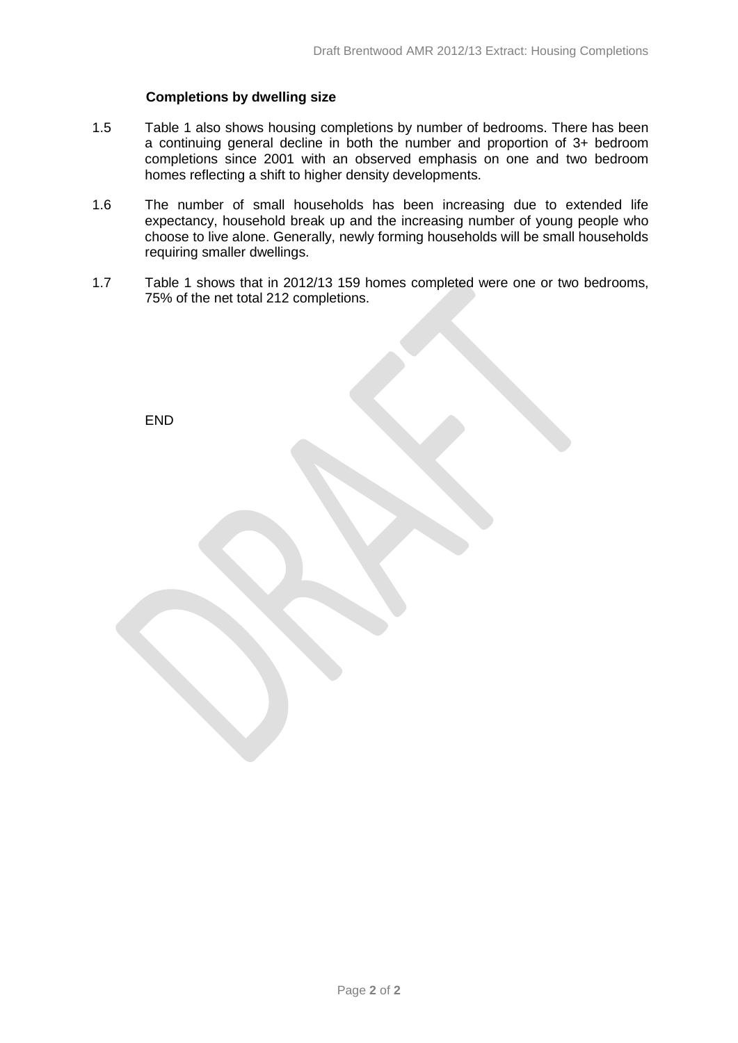### Completions by dwelling size

1.5 Table 1 also shows housing completions by number of bedrooms. There has been a continuing general decline in both the number and proportion of 3+ bedroom completions since 2001 with an observed emphasis on one and two bedroom homes reflecting a shift to higher density developments.

1.6 The number of small households has been increasing due to extended life expectancy, household break up and the increasing number of young people who choose to live alone. Generally, newly forming households will be small households requiring smaller dwellings.

1.7 Table 1 shows that in 2012/13 159 homes completed were one or two bedrooms, 75% of the net total 212 completions.

END